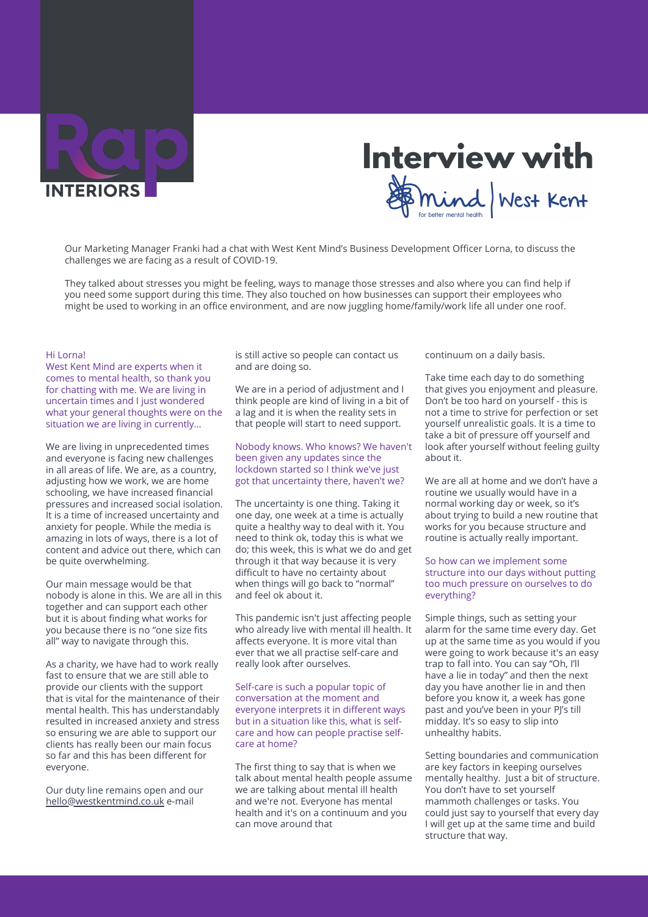# Rap INTERIORS

# Interview with Mind | West Kent

for better mental health

Our Marketing Manager Franki had a chat with West Kent Mind's Business Development Officer Lorna, to discuss the challenges we are facing as a result of COVID-19.

They talked about stresses you might be feeling, ways to manage those stresses and also where you can find help if you need some support during this time. They also touched on how businesses can support their employees who might be used to working in an office environment, and are now juggling home/family/work life all under one roof.

Hi Lorna!
West Kent Mind are experts when it comes to mental health, so thank you for chatting with me. We are living in uncertain times and I just wondered what your general thoughts were on the situation we are living in currently...

We are living in unprecedented times and everyone is facing new challenges in all areas of life. We are, as a country, adjusting how we work, we are home schooling, we have increased financial pressures and increased social isolation. It is a time of increased uncertainty and anxiety for people. While the media is amazing in lots of ways, there is a lot of content and advice out there, which can be quite overwhelming.

Our main message would be that nobody is alone in this. We are all in this together and can support each other but it is about finding what works for you because there is no "one size fits all" way to navigate through this.

As a charity, we have had to work really fast to ensure that we are still able to provide our clients with the support that is vital for the maintenance of their mental health. This has understandably resulted in increased anxiety and stress so ensuring we are able to support our clients has really been our main focus so far and this has been different for everyone.

Our duty line remains open and our hello@westkentmind.co.uk e-mail is still active so people can contact us and are doing so.

We are in a period of adjustment and I think people are kind of living in a bit of a lag and it is when the reality sets in that people will start to need support.

Nobody knows. Who knows? We haven't been given any updates since the lockdown started so I think we've just got that uncertainty there, haven't we?

The uncertainty is one thing. Taking it one day, one week at a time is actually quite a healthy way to deal with it. You need to think ok, today this is what we do; this week, this is what we do and get through it that way because it is very difficult to have no certainty about when things will go back to "normal" and feel ok about it.

This pandemic isn't just affecting people who already live with mental ill health. It affects everyone. It is more vital than ever that we all practise self-care and really look after ourselves.

Self-care is such a popular topic of conversation at the moment and everyone interprets it in different ways but in a situation like this, what is self-care and how can people practise self-care at home?

The first thing to say that is when we talk about mental health people assume we are talking about mental ill health and we're not. Everyone has mental health and it's on a continuum and you can move around that continuum on a daily basis.

Take time each day to do something that gives you enjoyment and pleasure. Don't be too hard on yourself - this is not a time to strive for perfection or set yourself unrealistic goals. It is a time to take a bit of pressure off yourself and look after yourself without feeling guilty about it.

We are all at home and we don't have a routine we usually would have in a normal working day or week, so it's about trying to build a new routine that works for you because structure and routine is actually really important.

So how can we implement some structure into our days without putting too much pressure on ourselves to do everything?

Simple things, such as setting your alarm for the same time every day. Get up at the same time as you would if you were going to work because it's an easy trap to fall into. You can say "Oh, I'll have a lie in today" and then the next day you have another lie in and then before you know it, a week has gone past and you've been in your PJ's till midday. It's so easy to slip into unhealthy habits.

Setting boundaries and communication are key factors in keeping ourselves mentally healthy. Just a bit of structure. You don't have to set yourself mammoth challenges or tasks. You could just say to yourself that every day I will get up at the same time and build structure that way.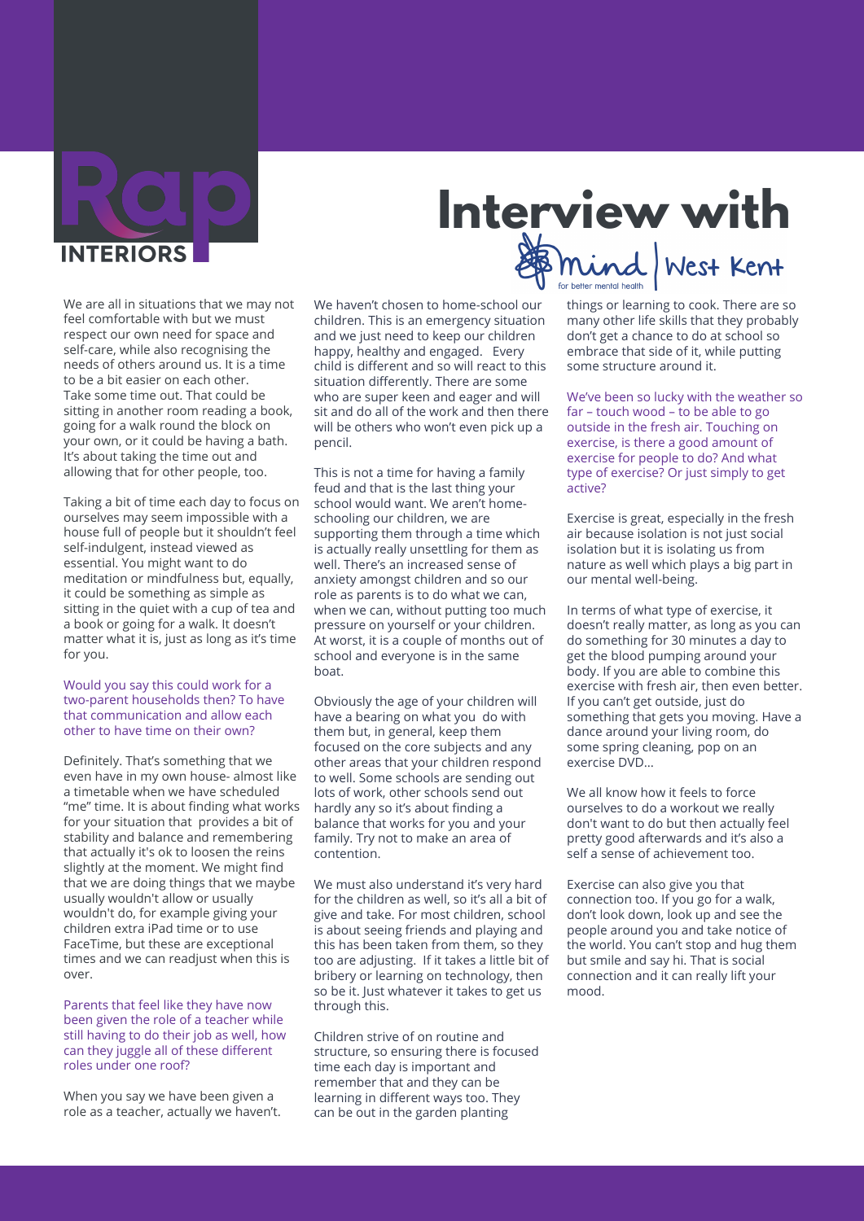# Interview with Mind | West Kent

We are all in situations that we may not feel comfortable with but we must respect our own need for space and self-care, while also recognising the needs of others around us. It is a time to be a bit easier on each other. Take some time out. That could be sitting in another room reading a book, going for a walk round the block on your own, or it could be having a bath. It's about taking the time out and allowing that for other people, too.

Taking a bit of time each day to focus on ourselves may seem impossible with a house full of people but it shouldn't feel self-indulgent, instead viewed as essential. You might want to do meditation or mindfulness but, equally, it could be something as simple as sitting in the quiet with a cup of tea and a book or going for a walk. It doesn't matter what it is, just as long as it's time for you.

*Would you say this could work for a two-parent households then? To have that communication and allow each other to have time on their own?*

Definitely. That's something that we even have in my own house- almost like a timetable when we have scheduled "me" time. It is about finding what works for your situation that provides a bit of stability and balance and remembering that actually it's ok to loosen the reins slightly at the moment. We might find that we are doing things that we maybe usually wouldn't allow or usually wouldn't do, for example giving your children extra iPad time or to use FaceTime, but these are exceptional times and we can readjust when this is over.

*Parents that feel like they have now been given the role of a teacher while still having to do their job as well, how can they juggle all of these different roles under one roof?*

When you say we have been given a role as a teacher, actually we haven't. We haven't chosen to home-school our children. This is an emergency situation and we just need to keep our children happy, healthy and engaged. Every child is different and so will react to this situation differently. There are some who are super keen and eager and will sit and do all of the work and then there will be others who won't even pick up a pencil.

This is not a time for having a family feud and that is the last thing your school would want. We aren't home-schooling our children, we are supporting them through a time which is actually really unsettling for them as well. There's an increased sense of anxiety amongst children and so our role as parents is to do what we can, when we can, without putting too much pressure on yourself or your children. At worst, it is a couple of months out of school and everyone is in the same boat.

Obviously the age of your children will have a bearing on what you do with them but, in general, keep them focused on the core subjects and any other areas that your children respond to well. Some schools are sending out lots of work, other schools send out hardly any so it's about finding a balance that works for you and your family. Try not to make an area of contention.

We must also understand it's very hard for the children as well, so it's all a bit of give and take. For most children, school is about seeing friends and playing and this has been taken from them, so they too are adjusting. If it takes a little bit of bribery or learning on technology, then so be it. Just whatever it takes to get us through this.

Children strive of on routine and structure, so ensuring there is focused time each day is important and remember that and they can be learning in different ways too. They can be out in the garden planting things or learning to cook. There are so many other life skills that they probably don't get a chance to do at school so embrace that side of it, while putting some structure around it.

*We've been so lucky with the weather so far – touch wood – to be able to go outside in the fresh air. Touching on exercise, is there a good amount of exercise for people to do? And what type of exercise? Or just simply to get active?*

Exercise is great, especially in the fresh air because isolation is not just social isolation but it is isolating us from nature as well which plays a big part in our mental well-being.

In terms of what type of exercise, it doesn't really matter, as long as you can do something for 30 minutes a day to get the blood pumping around your body. If you are able to combine this exercise with fresh air, then even better. If you can't get outside, just do something that gets you moving. Have a dance around your living room, do some spring cleaning, pop on an exercise DVD...

We all know how it feels to force ourselves to do a workout we really don't want to do but then actually feel pretty good afterwards and it's also a self a sense of achievement too.

Exercise can also give you that connection too. If you go for a walk, don't look down, look up and see the people around you and take notice of the world. You can't stop and hug them but smile and say hi. That is social connection and it can really lift your mood.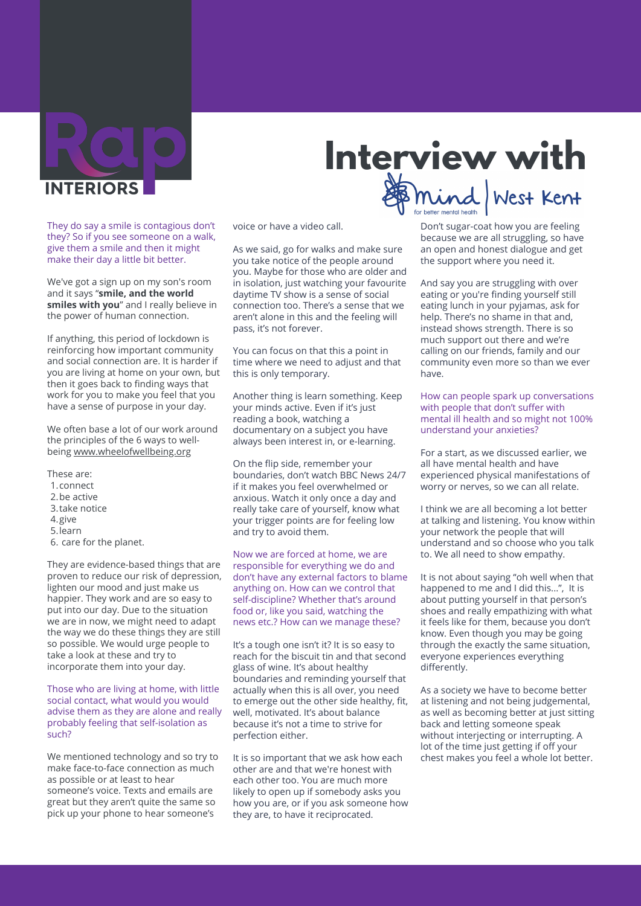# Interview with Mind West Kent

They do say a smile is contagious don't they? So if you see someone on a walk, give them a smile and then it might make their day a little bit better.

We've got a sign up on my son's room and it says "**smile, and the world smiles with you**" and I really believe in the power of human connection.

If anything, this period of lockdown is reinforcing how important community and social connection are. It is harder if you are living at home on your own, but then it goes back to finding ways that work for you to make you feel that you have a sense of purpose in your day.

We often base a lot of our work around the principles of the 6 ways to well-being www.wheelofwellbeing.org

These are:

1. connect
2. be active
3. take notice
4. give
5. learn
6. care for the planet.

They are evidence-based things that are proven to reduce our risk of depression, lighten our mood and just make us happier. They work and are so easy to put into our day. Due to the situation we are in now, we might need to adapt the way we do these things they are still so possible. We would urge people to take a look at these and try to incorporate them into your day.

Those who are living at home, with little social contact, what would you would advise them as they are alone and really probably feeling that self-isolation as such?

We mentioned technology and so try to make face-to-face connection as much as possible or at least to hear someone's voice. Texts and emails are great but they aren't quite the same so pick up your phone to hear someone's voice or have a video call.

As we said, go for walks and make sure you take notice of the people around you. Maybe for those who are older and in isolation, just watching your favourite daytime TV show is a sense of social connection too. There's a sense that we aren't alone in this and the feeling will pass, it's not forever.

You can focus on that this a point in time where we need to adjust and that this is only temporary.

Another thing is learn something. Keep your minds active. Even if it's just reading a book, watching a documentary on a subject you have always been interest in, or e-learning.

On the flip side, don't watch BBC News 24/7 if it makes you feel overwhelmed or anxious. Watch it only once a day and really take care of yourself, know what your trigger points are for feeling low and try to avoid them.

Now we are forced at home, we are responsible for everything we do and don't have any external factors to blame anything on. How can we control that self-discipline? Whether that's around food or, like you said, watching the news etc.? How can we manage these?

It's a tough one isn't it? It is so easy to reach for the biscuit tin and that second glass of wine. It's about healthy boundaries and reminding yourself that actually when this is all over, you need to emerge out the other side healthy, fit, well, motivated. It's about balance because it's not a time to strive for perfection either.

It is so important that we ask how each other are and that we're honest with each other too. You are much more likely to open up if somebody asks you how you are, or if you ask someone how they are, to have it reciprocated.

Don't sugar-coat how you are feeling because we are all struggling, so have an open and honest dialogue and get the support where you need it.

And say you are struggling with over eating or you're finding yourself still eating lunch in your pyjamas, ask for help. There's no shame in that and, instead shows strength. There is so much support out there and we're calling on our friends, family and our community even more so than we ever have.

How can people spark up conversations with people that don't suffer with mental ill health and so might not 100% understand your anxieties?

For a start, as we discussed earlier, we all have mental health and have experienced physical manifestations of worry or nerves, so we can all relate.

I think we are all becoming a lot better at talking and listening. You know within your network the people that will understand and so choose who you talk to. We all need to show empathy.

It is not about saying "oh well when that happened to me and I did this...", It is about putting yourself in that person's shoes and really empathizing with what it feels like for them, because you don't know. Even though you may be going through the exactly the same situation, everyone experiences everything differently.

As a society we have to become better at listening and not being judgemental, as well as becoming better at just sitting back and letting someone speak without interjecting or interrupting. A lot of the time just getting it off your chest makes you feel a whole lot better.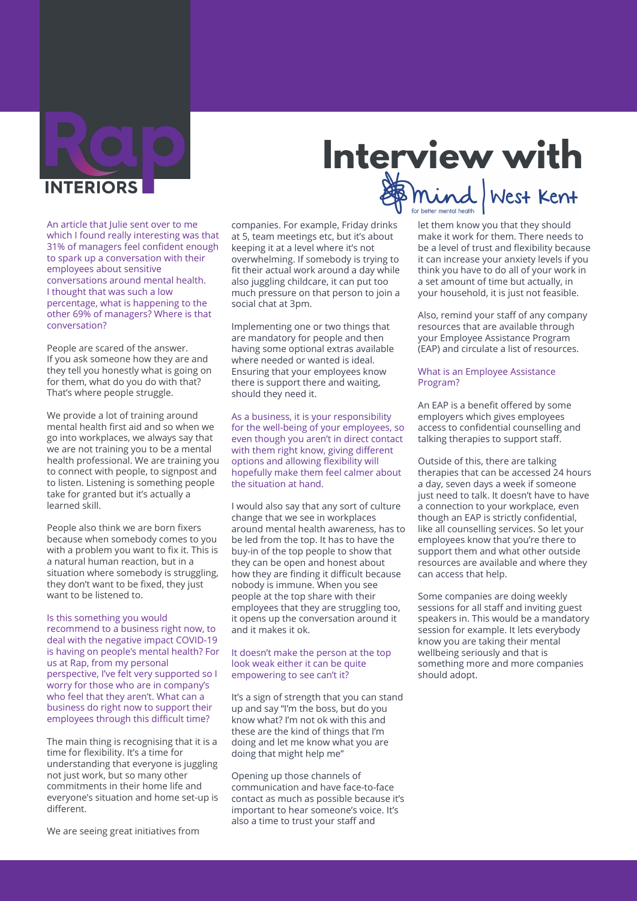# Interview with Mind | West Kent

An article that Julie sent over to me which I found really interesting was that 31% of managers feel confident enough to spark up a conversation with their employees about sensitive conversations around mental health. I thought that was such a low percentage, what is happening to the other 69% of managers? Where is that conversation?

People are scared of the answer. If you ask someone how they are and they tell you honestly what is going on for them, what do you do with that? That's where people struggle.

We provide a lot of training around mental health first aid and so when we go into workplaces, we always say that we are not training you to be a mental health professional. We are training you to connect with people, to signpost and to listen. Listening is something people take for granted but it's actually a learned skill.

People also think we are born fixers because when somebody comes to you with a problem you want to fix it. This is a natural human reaction, but in a situation where somebody is struggling, they don't want to be fixed, they just want to be listened to.

Is this something you would recommend to a business right now, to deal with the negative impact COVID-19 is having on people's mental health? For us at Rap, from my personal perspective, I've felt very supported so I worry for those who are in company's who feel that they aren't. What can a business do right now to support their employees through this difficult time?

The main thing is recognising that it is a time for flexibility. It's a time for understanding that everyone is juggling not just work, but so many other commitments in their home life and everyone's situation and home set-up is different.

We are seeing great initiatives from companies. For example, Friday drinks at 5, team meetings etc, but it's about keeping it at a level where it's not overwhelming. If somebody is trying to fit their actual work around a day while also juggling childcare, it can put too much pressure on that person to join a social chat at 3pm.

Implementing one or two things that are mandatory for people and then having some optional extras available where needed or wanted is ideal. Ensuring that your employees know there is support there and waiting, should they need it.

As a business, it is your responsibility for the well-being of your employees, so even though you aren't in direct contact with them right know, giving different options and allowing flexibility will hopefully make them feel calmer about the situation at hand.

I would also say that any sort of culture change that we see in workplaces around mental health awareness, has to be led from the top. It has to have the buy-in of the top people to show that they can be open and honest about how they are finding it difficult because nobody is immune. When you see people at the top share with their employees that they are struggling too, it opens up the conversation around it and it makes it ok.

It doesn't make the person at the top look weak either it can be quite empowering to see can't it?

It's a sign of strength that you can stand up and say "I'm the boss, but do you know what? I'm not ok with this and these are the kind of things that I'm doing and let me know what you are doing that might help me"

Opening up those channels of communication and have face-to-face contact as much as possible because it's important to hear someone's voice. It's also a time to trust your staff and let them know you that they should make it work for them. There needs to be a level of trust and flexibility because it can increase your anxiety levels if you think you have to do all of your work in a set amount of time but actually, in your household, it is just not feasible.

Also, remind your staff of any company resources that are available through your Employee Assistance Program (EAP) and circulate a list of resources.

What is an Employee Assistance Program?

An EAP is a benefit offered by some employers which gives employees access to confidential counselling and talking therapies to support staff.

Outside of this, there are talking therapies that can be accessed 24 hours a day, seven days a week if someone just need to talk. It doesn't have to have a connection to your workplace, even though an EAP is strictly confidential, like all counselling services. So let your employees know that you're there to support them and what other outside resources are available and where they can access that help.

Some companies are doing weekly sessions for all staff and inviting guest speakers in. This would be a mandatory session for example. It lets everybody know you are taking their mental wellbeing seriously and that is something more and more companies should adopt.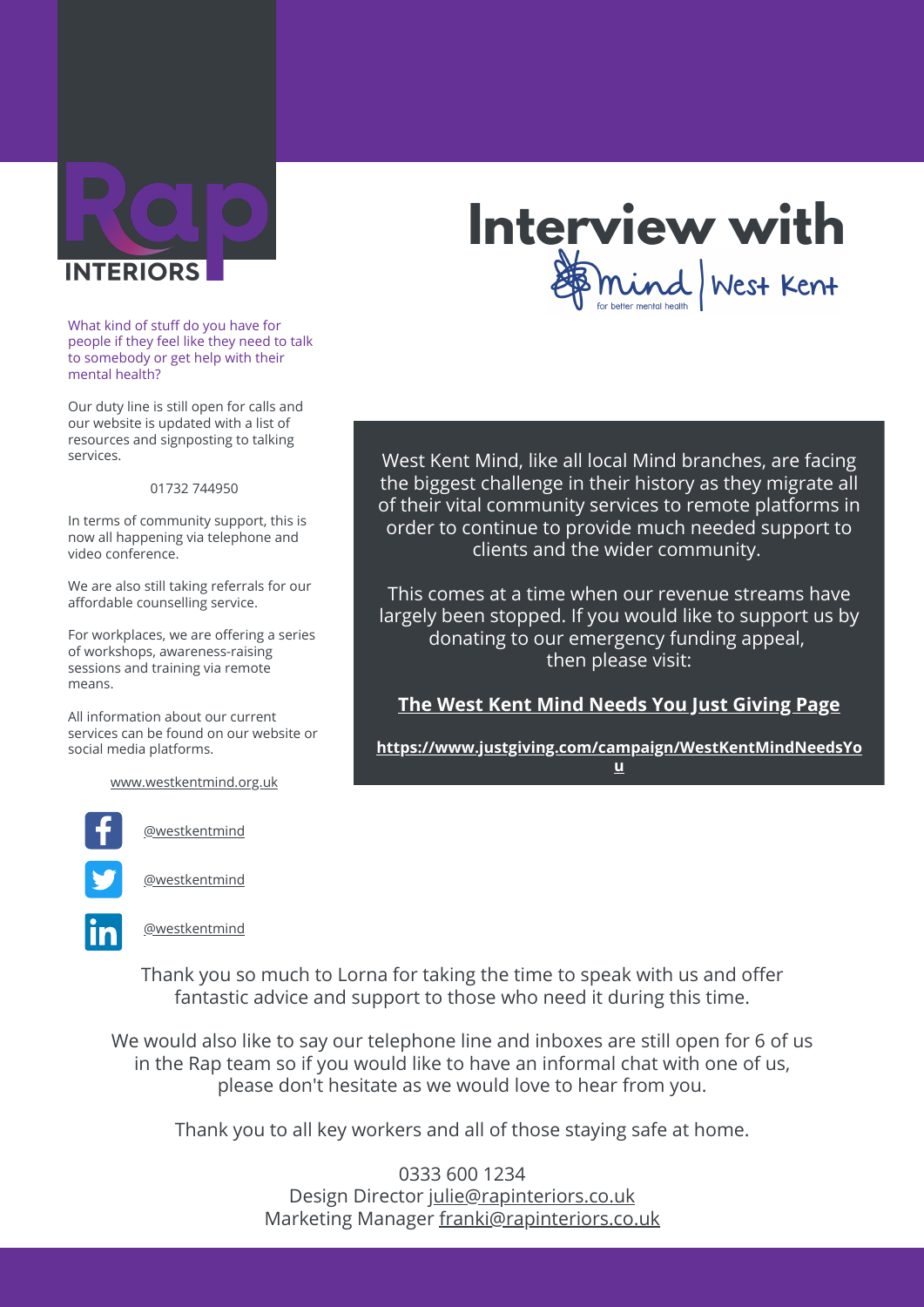# Interview with Mind | West Kent

What kind of stuff do you have for people if they feel like they need to talk to somebody or get help with their mental health?

Our duty line is still open for calls and our website is updated with a list of resources and signposting to talking services.

01732 744950

In terms of community support, this is now all happening via telephone and video conference.

We are also still taking referrals for our affordable counselling service.

For workplaces, we are offering a series of workshops, awareness-raising sessions and training via remote means.

All information about our current services can be found on our website or social media platforms.

www.westkentmind.org.uk

Facebook: @westkentmind

Twitter: @westkentmind

LinkedIn: @westkentmind

West Kent Mind, like all local Mind branches, are facing the biggest challenge in their history as they migrate all of their vital community services to remote platforms in order to continue to provide much needed support to clients and the wider community.

This comes at a time when our revenue streams have largely been stopped. If you would like to support us by donating to our emergency funding appeal, then please visit:

**The West Kent Mind Needs You Just Giving Page**

**https://www.justgiving.com/campaign/WestKentMindNeedsYou**

Thank you so much to Lorna for taking the time to speak with us and offer fantastic advice and support to those who need it during this time.

We would also like to say our telephone line and inboxes are still open for 6 of us in the Rap team so if you would like to have an informal chat with one of us, please don't hesitate as we would love to hear from you.

Thank you to all key workers and all of those staying safe at home.

0333 600 1234
Design Director julie@rapinteriors.co.uk
Marketing Manager franki@rapinteriors.co.uk